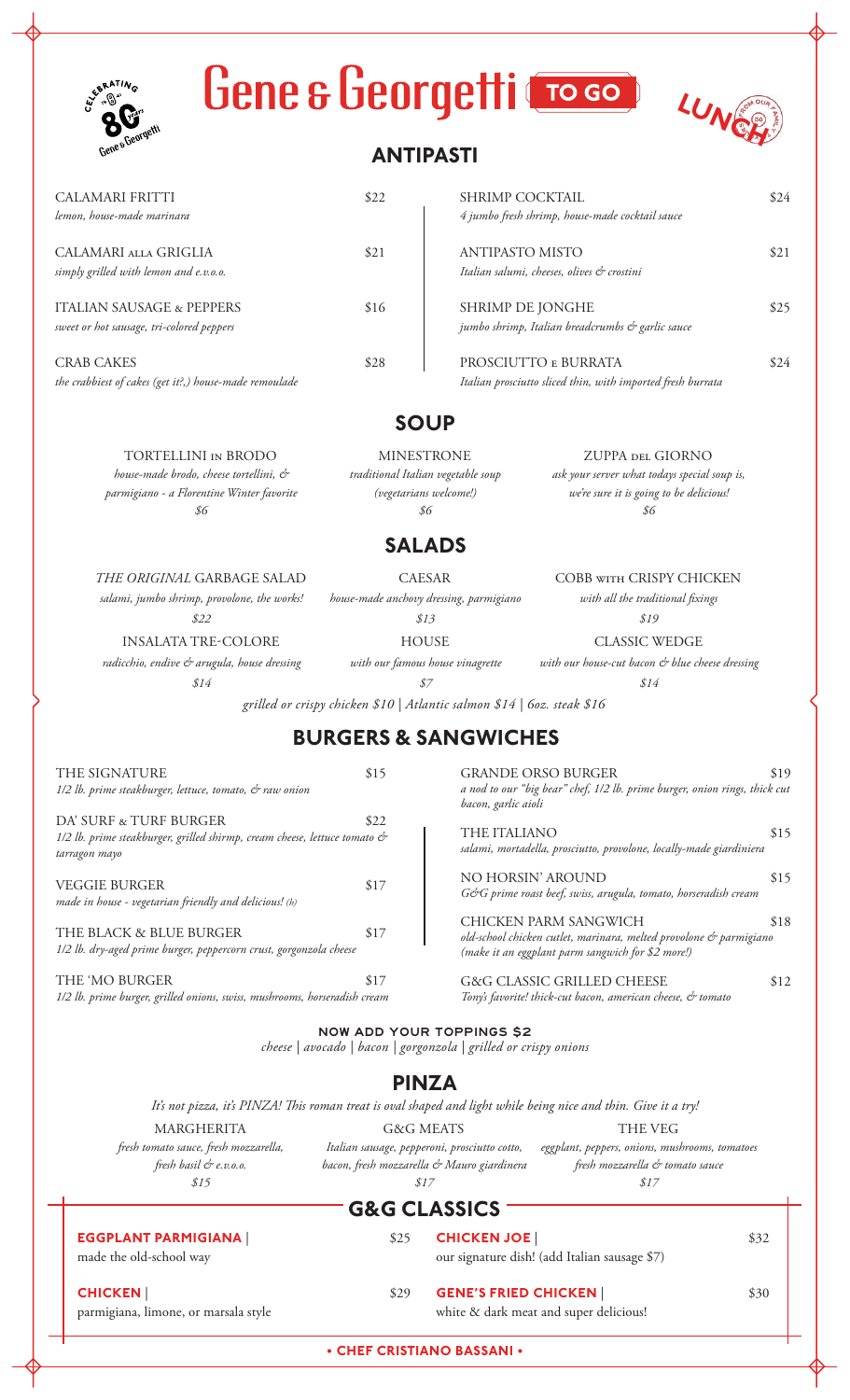# Gene & Georgetti TO GO

CELEBRATING 80 years Gene & Georgetti

LUNCH

## ANTIPASTI

CALAMARI FRITTI — $22
*lemon, house-made marinara*

CALAMARI ALLA GRIGLIA — $21
*simply grilled with lemon and e.v.o.o.*

ITALIAN SAUSAGE & PEPPERS — $16
*sweet or hot sausage, tri-colored peppers*

CRAB CAKES — $28
*the crabbiest of cakes (get it?,) house-made remoulade*

SHRIMP COCKTAIL — $24
*4 jumbo fresh shrimp, house-made cocktail sauce*

ANTIPASTO MISTO — $21
*Italian salumi, cheeses, olives & crostini*

SHRIMP DE JONGHE — $25
*jumbo shrimp, Italian breadcrumbs & garlic sauce*

PROSCIUTTO E BURRATA — $24
*Italian prosciutto sliced thin, with imported fresh burrata*

## SOUP

TORTELLINI IN BRODO
*house-made brodo, cheese tortellini, & parmigiano - a Florentine Winter favorite*
*$6*

MINESTRONE
*traditional Italian vegetable soup (vegetarians welcome!)*
*$6*

ZUPPA DEL GIORNO
*ask your server what todays special soup is, we're sure it is going to be delicious!*
*$6*

## SALADS

*THE ORIGINAL* GARBAGE SALAD
*salami, jumbo shrimp, provolone, the works!*
*$22*

CAESAR
*house-made anchovy dressing, parmigiano*
*$13*

COBB WITH CRISPY CHICKEN
*with all the traditional fixings*
*$19*

INSALATA TRE-COLORE
*radicchio, endive & arugula, house dressing*
*$14*

HOUSE
*with our famous house vinagrette*
*$7*

CLASSIC WEDGE
*with our house-cut bacon & blue cheese dressing*
*$14*

*grilled or crispy chicken $10 | Atlantic salmon $14 | 6oz. steak $16*

## BURGERS & SANGWICHES

THE SIGNATURE — $15
*1/2 lb. prime steakburger, lettuce, tomato, & raw onion*

DA' SURF & TURF BURGER — $22
*1/2 lb. prime steakburger, grilled shirmp, cream cheese, lettuce tomato & tarragon mayo*

VEGGIE BURGER — $17
*made in house - vegetarian friendly and delicious! (b)*

THE BLACK & BLUE BURGER — $17
*1/2 lb. dry-aged prime burger, peppercorn crust, gorgonzola cheese*

THE 'MO BURGER — $17
*1/2 lb. prime burger, grilled onions, swiss, mushrooms, horseradish cream*

GRANDE ORSO BURGER — $19
*a nod to our "big bear" chef, 1/2 lb. prime burger, onion rings, thick cut bacon, garlic aioli*

THE ITALIANO — $15
*salami, mortadella, prosciutto, provolone, locally-made giardiniera*

NO HORSIN' AROUND — $15
*G&G prime roast beef, swiss, arugula, tomato, horseradish cream*

CHICKEN PARM SANGWICH — $18
*old-school chicken cutlet, marinara, melted provolone & parmigiano (make it an eggplant parm sangwich for $2 more!)*

G&G CLASSIC GRILLED CHEESE — $12
*Tony's favorite! thick-cut bacon, american cheese, & tomato*

**NOW ADD YOUR TOPPINGS $2**
*cheese | avocado | bacon | gorgonzola | grilled or crispy onions*

## PINZA

*It's not pizza, it's PINZA! This roman treat is oval shaped and light while being nice and thin. Give it a try!*

MARGHERITA
*fresh tomato sauce, fresh mozzarella, fresh basil & e.v.o.o.*
*$15*

G&G MEATS
*Italian sausage, pepperoni, prosciutto cotto, bacon, fresh mozzarella & Mauro giardinera*
*$17*

THE VEG
*eggplant, peppers, onions, mushrooms, tomatoes fresh mozzarella & tomato sauce*
*$17*

## G&G CLASSICS

**EGGPLANT PARMIGIANA** | — $25
made the old-school way

**CHICKEN** | — $29
parmigiana, limone, or marsala style

**CHICKEN JOE** | — $32
our signature dish! (add Italian sausage $7)

**GENE'S FRIED CHICKEN** | — $30
white & dark meat and super delicious!

**• CHEF CRISTIANO BASSANI •**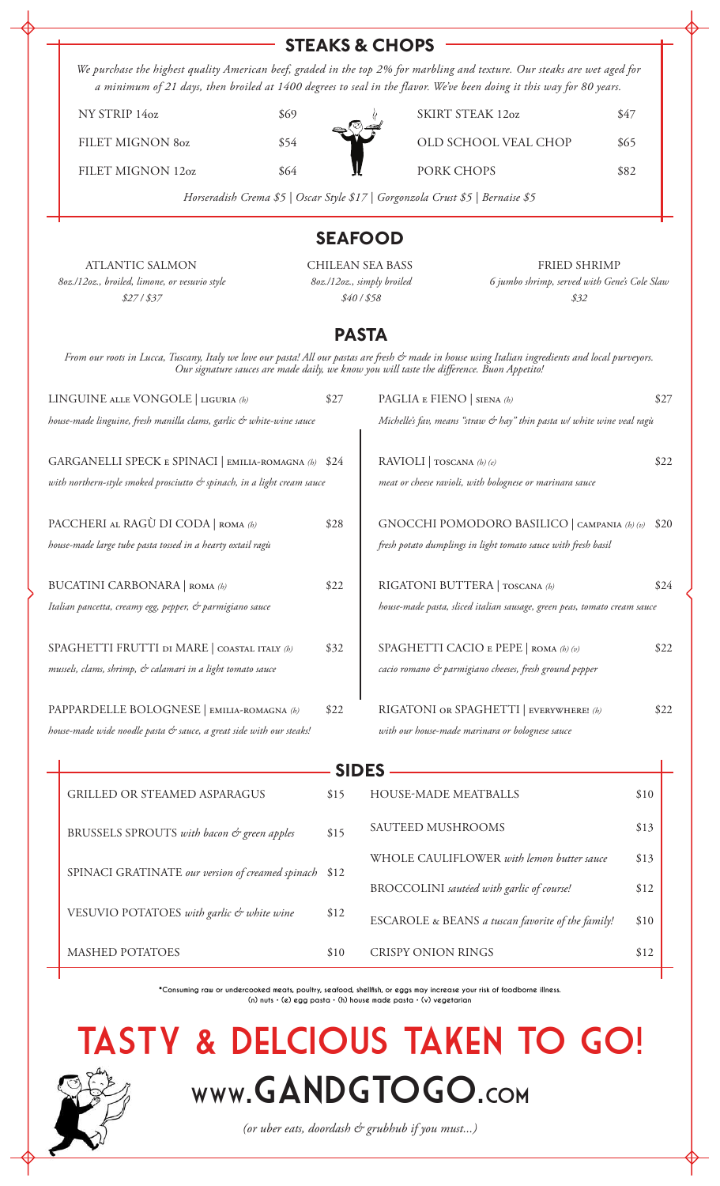## STEAKS & CHOPS

*We purchase the highest quality American beef, graded in the top 2% for marbling and texture. Our steaks are wet aged for a minimum of 21 days, then broiled at 1400 degrees to seal in the flavor. We've been doing it this way for 80 years.*

| | | | |
|---|---|---|---|
| NY STRIP 14oz | $69 | SKIRT STEAK 12oz | $47 |
| FILET MIGNON 8oz | $54 | OLD SCHOOL VEAL CHOP | $65 |
| FILET MIGNON 12oz | $64 | PORK CHOPS | $82 |

*Horseradish Crema $5 | Oscar Style $17 | Gorgonzola Crust $5 | Bernaise $5*

## SEAFOOD

ATLANTIC SALMON
*8oz./12oz., broiled, limone, or vesuvio style*
*$27 / $37*

CHILEAN SEA BASS
*8oz./12oz., simply broiled*
*$40 / $58*

FRIED SHRIMP
*6 jumbo shrimp, served with Gene's Cole Slaw*
*$32*

## PASTA

*From our roots in Lucca, Tuscany, Italy we love our pasta! All our pastas are fresh & made in house using Italian ingredients and local purveyors. Our signature sauces are made daily, we know you will taste the difference. Buon Appetito!*

LINGUINE ALLE VONGOLE | LIGURIA *(h)* — $27
*house-made linguine, fresh manilla clams, garlic & white-wine sauce*

GARGANELLI SPECK E SPINACI | EMILIA-ROMAGNA *(h)* — $24
*with northern-style smoked prosciutto & spinach, in a light cream sauce*

PACCHERI AL RAGÙ DI CODA | ROMA *(h)* — $28
*house-made large tube pasta tossed in a hearty oxtail ragù*

BUCATINI CARBONARA | ROMA *(h)* — $22
*Italian pancetta, creamy egg, pepper, & parmigiano sauce*

SPAGHETTI FRUTTI DI MARE | COASTAL ITALY *(h)* — $32
*mussels, clams, shrimp, & calamari in a light tomato sauce*

PAPPARDELLE BOLOGNESE | EMILIA-ROMAGNA *(h)* — $22
*house-made wide noodle pasta & sauce, a great side with our steaks!*

PAGLIA E FIENO | SIENA *(h)* — $27
*Michelle's fav, means "straw & hay" thin pasta w/ white wine veal ragù*

RAVIOLI | TOSCANA *(h) (e)* — $22
*meat or cheese ravioli, with bolognese or marinara sauce*

GNOCCHI POMODORO BASILICO | CAMPANIA *(h) (v)* — $20
*fresh potato dumplings in light tomato sauce with fresh basil*

RIGATONI BUTTERA | TOSCANA *(h)* — $24
*house-made pasta, sliced italian sausage, green peas, tomato cream sauce*

SPAGHETTI CACIO E PEPE | ROMA *(h) (v)* — $22
*cacio romano & parmigiano cheeses, fresh ground pepper*

RIGATONI OR SPAGHETTI | EVERYWHERE! *(h)* — $22
*with our house-made marinara or bolognese sauce*

## SIDES

| | | | |
|---|---|---|---|
| GRILLED OR STEAMED ASPARAGUS | $15 | HOUSE-MADE MEATBALLS | $10 |
| BRUSSELS SPROUTS *with bacon & green apples* | $15 | SAUTEED MUSHROOMS | $13 |
| SPINACI GRATINATE *our version of creamed spinach* | $12 | WHOLE CAULIFLOWER *with lemon butter sauce* | $13 |
| | | BROCCOLINI *sautéed with garlic of course!* | $12 |
| VESUVIO POTATOES *with garlic & white wine* | $12 | ESCAROLE & BEANS *a tuscan favorite of the family!* | $10 |
| MASHED POTATOES | $10 | CRISPY ONION RINGS | $12 |

*Consuming raw or undercooked meats, poultry, seafood, shellfish, or eggs may increase your risk of foodborne illness.
(n) nuts • (e) egg pasta • (h) house made pasta • (v) vegetarian

# TASTY & DELCIOUS TAKEN TO GO!

## www.GANDGTOGO.com

*(or uber eats, doordash & grubhub if you must...)*